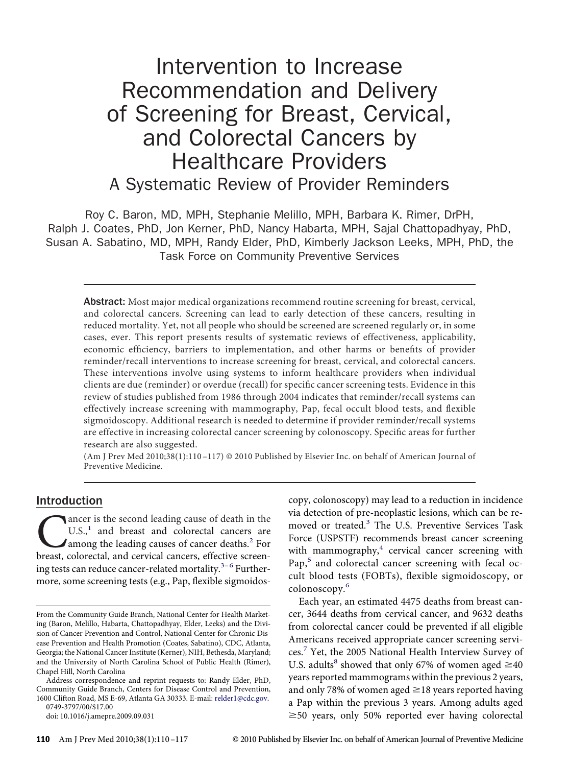# Intervention to Increase Recommendation and Delivery of Screening for Breast, Cervical, and Colorectal Cancers by Healthcare Providers

## A Systematic Review of Provider Reminders

Roy C. Baron, MD, MPH, Stephanie Melillo, MPH, Barbara K. Rimer, DrPH, Ralph J. Coates, PhD, Jon Kerner, PhD, Nancy Habarta, MPH, Sajal Chattopadhyay, PhD, Susan A. Sabatino, MD, MPH, Randy Elder, PhD, Kimberly Jackson Leeks, MPH, PhD, the Task Force on Community Preventive Services

**Abstract:** Most major medical organizations recommend routine screening for breast, cervical, and colorectal cancers. Screening can lead to early detection of these cancers, resulting in reduced mortality. Yet, not all people who should be screened are screened regularly or, in some cases, ever. This report presents results of systematic reviews of effectiveness, applicability, economic efficiency, barriers to implementation, and other harms or benefits of provider reminder/recall interventions to increase screening for breast, cervical, and colorectal cancers. These interventions involve using systems to inform healthcare providers when individual clients are due (reminder) or overdue (recall) for specific cancer screening tests. Evidence in this review of studies published from 1986 through 2004 indicates that reminder/recall systems can effectively increase screening with mammography, Pap, fecal occult blood tests, and flexible sigmoidoscopy. Additional research is needed to determine if provider reminder/recall systems are effective in increasing colorectal cancer screening by colonoscopy. Specific areas for further research are also suggested.

(Am J Prev Med 2010;38(1):110–117) © 2010 Published by Elsevier Inc. on behalf of American Journal of Preventive Medicine.

## Introduction

Cancer is the second leading cause of death in the U.S.,[1] and breast and colorectal cancers are among the leading causes of cancer deaths.[2] For breast, colorectal, and cervical cancers, effective screening tests can reduce cancer-related mortality.[3–6] Furthermore, some screening tests (e.g., Pap, flexible sigmoidoscopy, colonoscopy) may lead to a reduction in incidence via detection of pre-neoplastic lesions, which can be removed or treated.[3] The U.S. Preventive Services Task Force (USPSTF) recommends breast cancer screening with mammography,[4] cervical cancer screening with Pap,[5] and colorectal cancer screening with fecal occult blood tests (FOBTs), flexible sigmoidoscopy, or colonoscopy.[6]

Each year, an estimated 4475 deaths from breast cancer, 3644 deaths from cervical cancer, and 9632 deaths from colorectal cancer could be prevented if all eligible Americans received appropriate cancer screening services.[7] Yet, the 2005 National Health Interview Survey of U.S. adults[8] showed that only 67% of women aged ≥40 years reported mammograms within the previous 2 years, and only 78% of women aged ≥18 years reported having a Pap within the previous 3 years. Among adults aged ≥50 years, only 50% reported ever having colorectal

From the Community Guide Branch, National Center for Health Marketing (Baron, Melillo, Habarta, Chattopadhyay, Elder, Leeks) and the Division of Cancer Prevention and Control, National Center for Chronic Disease Prevention and Health Promotion (Coates, Sabatino), CDC, Atlanta, Georgia; the National Cancer Institute (Kerner), NIH, Bethesda, Maryland; and the University of North Carolina School of Public Health (Rimer), Chapel Hill, North Carolina

Address correspondence and reprint requests to: Randy Elder, PhD, Community Guide Branch, Centers for Disease Control and Prevention, 1600 Clifton Road, MS E-69, Atlanta GA 30333. E-mail: relder1@cdc.gov.

0749-3797/00/$17.00

doi: 10.1016/j.amepre.2009.09.031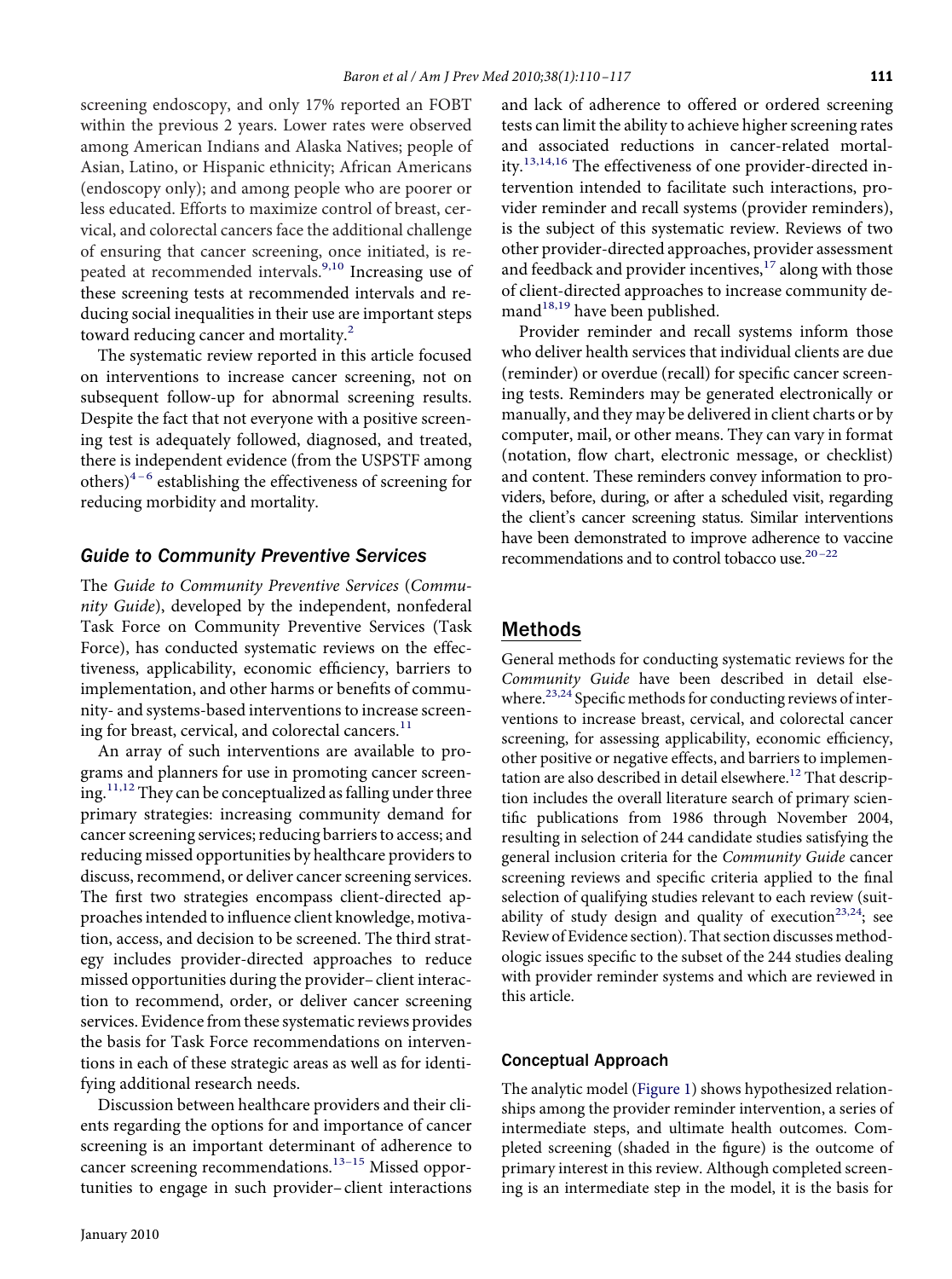screening endoscopy, and only 17% reported an FOBT within the previous 2 years. Lower rates were observed among American Indians and Alaska Natives; people of Asian, Latino, or Hispanic ethnicity; African Americans (endoscopy only); and among people who are poorer or less educated. Efforts to maximize control of breast, cervical, and colorectal cancers face the additional challenge of ensuring that cancer screening, once initiated, is repeated at recommended intervals.[9,10] Increasing use of these screening tests at recommended intervals and reducing social inequalities in their use are important steps toward reducing cancer and mortality.[2]

The systematic review reported in this article focused on interventions to increase cancer screening, not on subsequent follow-up for abnormal screening results. Despite the fact that not everyone with a positive screening test is adequately followed, diagnosed, and treated, there is independent evidence (from the USPSTF among others)[4–6] establishing the effectiveness of screening for reducing morbidity and mortality.

## *Guide to Community Preventive Services*

The *Guide to Community Preventive Services* (*Community Guide*), developed by the independent, nonfederal Task Force on Community Preventive Services (Task Force), has conducted systematic reviews on the effectiveness, applicability, economic efficiency, barriers to implementation, and other harms or benefits of community- and systems-based interventions to increase screening for breast, cervical, and colorectal cancers.[11]

An array of such interventions are available to programs and planners for use in promoting cancer screening.[11,12] They can be conceptualized as falling under three primary strategies: increasing community demand for cancer screening services; reducing barriers to access; and reducing missed opportunities by healthcare providers to discuss, recommend, or deliver cancer screening services. The first two strategies encompass client-directed approaches intended to influence client knowledge, motivation, access, and decision to be screened. The third strategy includes provider-directed approaches to reduce missed opportunities during the provider–client interaction to recommend, order, or deliver cancer screening services. Evidence from these systematic reviews provides the basis for Task Force recommendations on interventions in each of these strategic areas as well as for identifying additional research needs.

Discussion between healthcare providers and their clients regarding the options for and importance of cancer screening is an important determinant of adherence to cancer screening recommendations.[13–15] Missed opportunities to engage in such provider–client interactions and lack of adherence to offered or ordered screening tests can limit the ability to achieve higher screening rates and associated reductions in cancer-related mortality.[13,14,16] The effectiveness of one provider-directed intervention intended to facilitate such interactions, provider reminder and recall systems (provider reminders), is the subject of this systematic review. Reviews of two other provider-directed approaches, provider assessment and feedback and provider incentives,[17] along with those of client-directed approaches to increase community demand[18,19] have been published.

Provider reminder and recall systems inform those who deliver health services that individual clients are due (reminder) or overdue (recall) for specific cancer screening tests. Reminders may be generated electronically or manually, and they may be delivered in client charts or by computer, mail, or other means. They can vary in format (notation, flow chart, electronic message, or checklist) and content. These reminders convey information to providers, before, during, or after a scheduled visit, regarding the client's cancer screening status. Similar interventions have been demonstrated to improve adherence to vaccine recommendations and to control tobacco use.[20–22]

## Methods

General methods for conducting systematic reviews for the *Community Guide* have been described in detail elsewhere.[23,24] Specific methods for conducting reviews of interventions to increase breast, cervical, and colorectal cancer screening, for assessing applicability, economic efficiency, other positive or negative effects, and barriers to implementation are also described in detail elsewhere.[12] That description includes the overall literature search of primary scientific publications from 1986 through November 2004, resulting in selection of 244 candidate studies satisfying the general inclusion criteria for the *Community Guide* cancer screening reviews and specific criteria applied to the final selection of qualifying studies relevant to each review (suitability of study design and quality of execution[23,24]; see Review of Evidence section). That section discusses methodologic issues specific to the subset of the 244 studies dealing with provider reminder systems and which are reviewed in this article.

### Conceptual Approach

The analytic model (Figure 1) shows hypothesized relationships among the provider reminder intervention, a series of intermediate steps, and ultimate health outcomes. Completed screening (shaded in the figure) is the outcome of primary interest in this review. Although completed screening is an intermediate step in the model, it is the basis for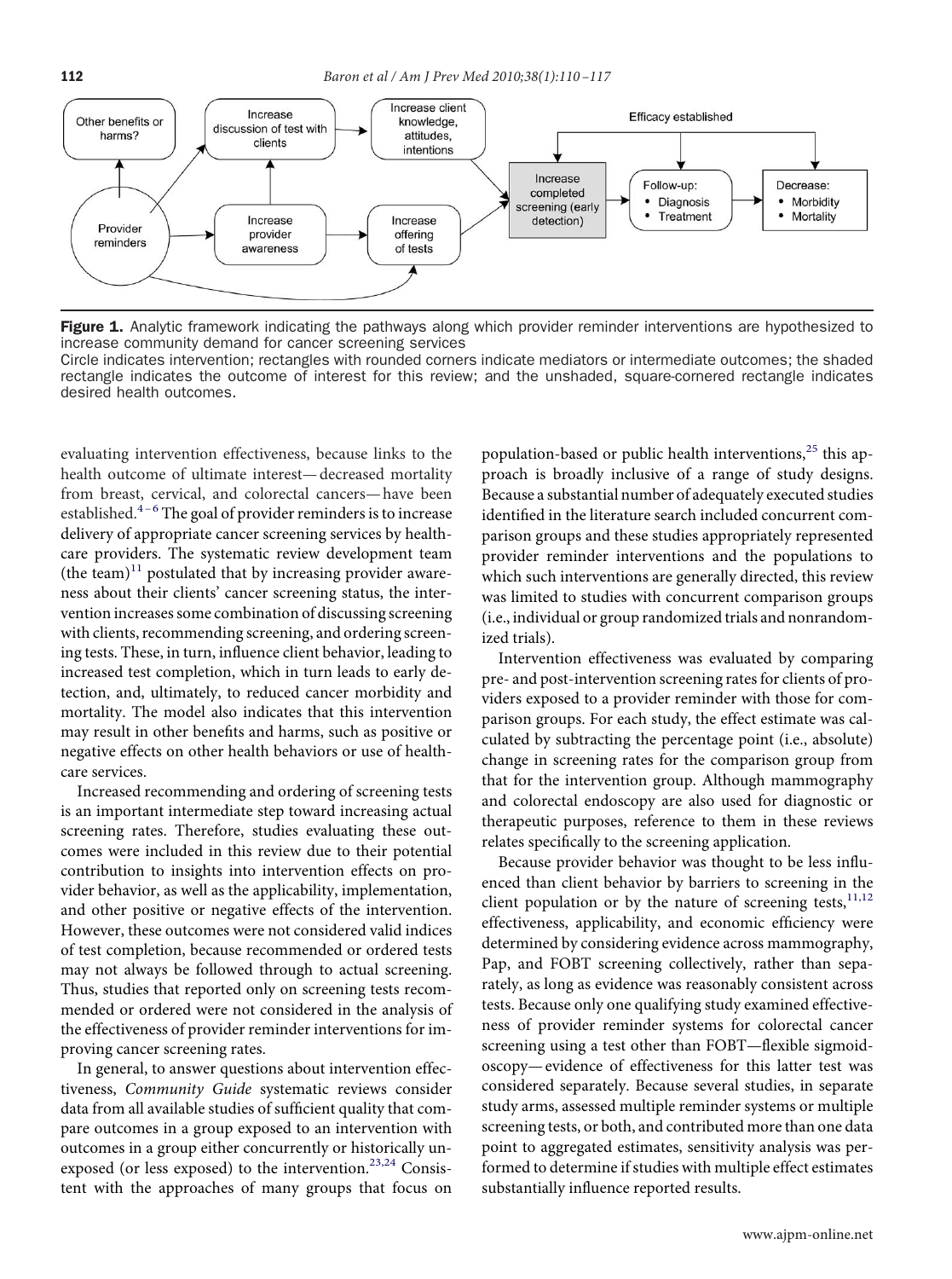Other benefits or harms?

Increase discussion of test with clients

Increase client knowledge, attitudes, intentions

Efficacy established

Increase completed screening (early detection)

Follow-up:
• Diagnosis
• Treatment

Decrease:
• Morbidity
• Mortality

Provider reminders

Increase provider awareness

Increase offering of tests

**Figure 1.** Analytic framework indicating the pathways along which provider reminder interventions are hypothesized to increase community demand for cancer screening services
Circle indicates intervention; rectangles with rounded corners indicate mediators or intermediate outcomes; the shaded rectangle indicates the outcome of interest for this review; and the unshaded, square-cornered rectangle indicates desired health outcomes.

evaluating intervention effectiveness, because links to the health outcome of ultimate interest—decreased mortality from breast, cervical, and colorectal cancers—have been established.[4–6] The goal of provider reminders is to increase delivery of appropriate cancer screening services by healthcare providers. The systematic review development team (the team)[11] postulated that by increasing provider awareness about their clients' cancer screening status, the intervention increases some combination of discussing screening with clients, recommending screening, and ordering screening tests. These, in turn, influence client behavior, leading to increased test completion, which in turn leads to early detection, and, ultimately, to reduced cancer morbidity and mortality. The model also indicates that this intervention may result in other benefits and harms, such as positive or negative effects on other health behaviors or use of healthcare services.

Increased recommending and ordering of screening tests is an important intermediate step toward increasing actual screening rates. Therefore, studies evaluating these outcomes were included in this review due to their potential contribution to insights into intervention effects on provider behavior, as well as the applicability, implementation, and other positive or negative effects of the intervention. However, these outcomes were not considered valid indices of test completion, because recommended or ordered tests may not always be followed through to actual screening. Thus, studies that reported only on screening tests recommended or ordered were not considered in the analysis of the effectiveness of provider reminder interventions for improving cancer screening rates.

In general, to answer questions about intervention effectiveness, *Community Guide* systematic reviews consider data from all available studies of sufficient quality that compare outcomes in a group exposed to an intervention with outcomes in a group either concurrently or historically unexposed (or less exposed) to the intervention.[23,24] Consistent with the approaches of many groups that focus on population-based or public health interventions,[25] this approach is broadly inclusive of a range of study designs. Because a substantial number of adequately executed studies identified in the literature search included concurrent comparison groups and these studies appropriately represented provider reminder interventions and the populations to which such interventions are generally directed, this review was limited to studies with concurrent comparison groups (i.e., individual or group randomized trials and nonrandomized trials).

Intervention effectiveness was evaluated by comparing pre- and post-intervention screening rates for clients of providers exposed to a provider reminder with those for comparison groups. For each study, the effect estimate was calculated by subtracting the percentage point (i.e., absolute) change in screening rates for the comparison group from that for the intervention group. Although mammography and colorectal endoscopy are also used for diagnostic or therapeutic purposes, reference to them in these reviews relates specifically to the screening application.

Because provider behavior was thought to be less influenced than client behavior by barriers to screening in the client population or by the nature of screening tests,[11,12] effectiveness, applicability, and economic efficiency were determined by considering evidence across mammography, Pap, and FOBT screening collectively, rather than separately, as long as evidence was reasonably consistent across tests. Because only one qualifying study examined effectiveness of provider reminder systems for colorectal cancer screening using a test other than FOBT—flexible sigmoidoscopy—evidence of effectiveness for this latter test was considered separately. Because several studies, in separate study arms, assessed multiple reminder systems or multiple screening tests, or both, and contributed more than one data point to aggregated estimates, sensitivity analysis was performed to determine if studies with multiple effect estimates substantially influence reported results.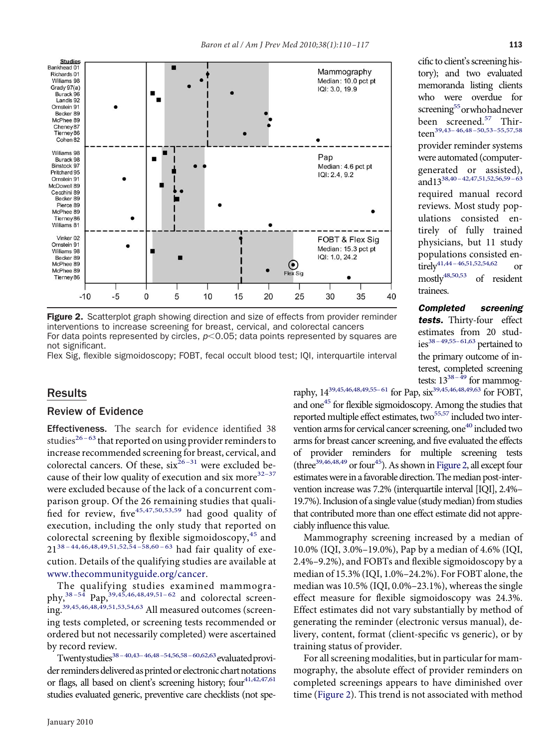Figure 2. Scatterplot graph showing direction and size of effects from provider reminder interventions to increase screening for breast, cervical, and colorectal cancers

For data points represented by circles, $p<0.05$; data points represented by squares are not significant.

Flex Sig, flexible sigmoidoscopy; FOBT, fecal occult blood test; IQI, interquartile interval

## Results

### Review of Evidence

**Effectiveness.** The search for evidence identified 38 studies[26–63] that reported on using provider reminders to increase recommended screening for breast, cervical, and colorectal cancers. Of these, six[26–31] were excluded because of their low quality of execution and six more[32–37] were excluded because of the lack of a concurrent comparison group. Of the 26 remaining studies that qualified for review, five[45,47,50,53,59] had good quality of execution, including the only study that reported on colorectal screening by flexible sigmoidoscopy,[45] and 21[38–44,46,48,49,51,52,54–58,60–63] had fair quality of execution. Details of the qualifying studies are available at www.thecommunityguide.org/cancer.

The qualifying studies examined mammography,[38–54] Pap,[39,45,46,48,49,51–62] and colorectal screening.[39,45,46,48,49,51,53,54,63] All measured outcomes (screening tests completed, or screening tests recommended or ordered but not necessarily completed) were ascertained by record review.

Twenty studies[38–40,43–46,48–54,56,58–60,62,63] evaluated provider reminders delivered as printed or electronic chart notations or flags, all based on client's screening history; four[41,42,47,61] studies evaluated generic, preventive care checklists (not specific to client's screening history); and two evaluated memoranda listing clients who were overdue for screening[55] or who had never been screened.[57] Thirteen[39,43–46,48–50,53–55,57,58] provider reminder systems were automated (computer-generated or computer-assisted), and 13[38,40–42,47,51,52,56,59–63] required manual record reviews. Most study populations consisted entirely of fully trained physicians, but 11 study populations consisted entirely[41,44–46,51,52,54,62] or mostly[48,50,53] of resident trainees.

***Completed screening tests.*** Thirty-four effect estimates from 20 studies[38–49,55–61,63] pertained to the primary outcome of interest, completed screening tests: 13[38–49] for mammography, 14[39,45,46,48,49,55–61] for Pap, six[39,45,46,48,49,63] for FOBT, and one[45] for flexible sigmoidoscopy. Among the studies that reported multiple effect estimates, two[55,57] included two intervention arms for cervical cancer screening, one[40] included two arms for breast cancer screening, and five evaluated the effects of provider reminders for multiple screening tests (three[39,46,48,49] or four[45]). As shown in Figure 2, all except four estimates were in a favorable direction. The median post-intervention increase was 7.2% (interquartile interval [IQI], 2.4%–19.7%). Inclusion of a single value (study median) from studies that contributed more than one effect estimate did not appreciably influence this value.

Mammography screening increased by a median of 10.0% (IQI, 3.0%–19.0%), Pap by a median of 4.6% (IQI, 2.4%–9.2%), and FOBTs and flexible sigmoidoscopy by a median of 15.3% (IQI, 1.0%–24.2%). For FOBT alone, the median was 10.5% (IQI, 0.0%–23.1%), whereas the single effect measure for flexible sigmoidoscopy was 24.3%. Effect estimates did not vary substantially by method of generating the reminder (electronic versus manual), delivery, content, format (client-specific vs generic), or by training status of provider.

For all screening modalities, but in particular for mammography, the absolute effect of provider reminders on completed screenings appears to have diminished over time (Figure 2). This trend is not associated with method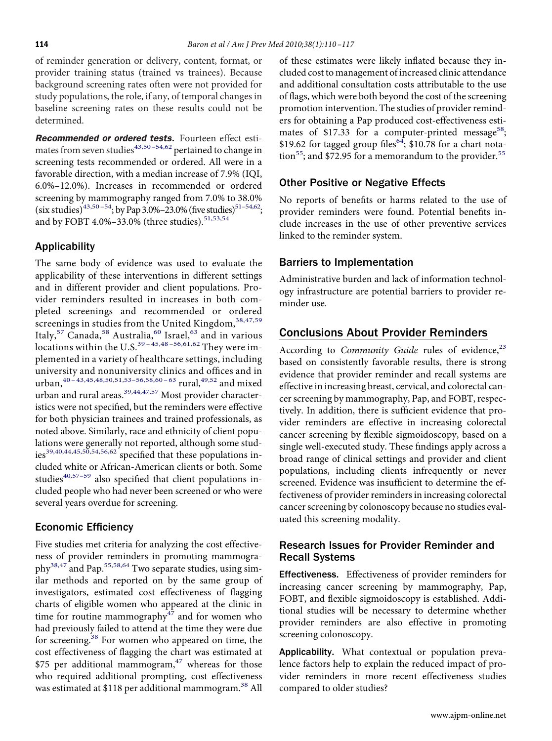of reminder generation or delivery, content, format, or provider training status (trained vs trainees). Because background screening rates often were not provided for study populations, the role, if any, of temporal changes in baseline screening rates on these results could not be determined.

***Recommended or ordered tests.*** Fourteen effect estimates from seven studies[43,50–54,62] pertained to change in screening tests recommended or ordered. All were in a favorable direction, with a median increase of 7.9% (IQI, 6.0%–12.0%). Increases in recommended or ordered screening by mammography ranged from 7.0% to 38.0% (six studies)[43,50–54]; by Pap 3.0%–23.0% (five studies)[51–54,62]; and by FOBT 4.0%–33.0% (three studies).[51,53,54]

## Applicability

The same body of evidence was used to evaluate the applicability of these interventions in different settings and in different provider and client populations. Provider reminders resulted in increases in both completed screenings and recommended or ordered screenings in studies from the United Kingdom,[38,47,59] Italy,[57] Canada,[58] Australia,[60] Israel,[63] and in various locations within the U.S.[39–45,48–56,61,62] They were implemented in a variety of healthcare settings, including university and nonuniversity clinics and offices and in urban,[40–43,45,48,50,51,53–56,58,60–63] rural,[49,52] and mixed urban and rural areas.[39,44,47,57] Most provider characteristics were not specified, but the reminders were effective for both physician trainees and trained professionals, as noted above. Similarly, race and ethnicity of client populations were generally not reported, although some studies[39,40,44,45,50,54,56,62] specified that these populations included white or African-American clients or both. Some studies[40,57–59] also specified that client populations included people who had never been screened or who were several years overdue for screening.

## Economic Efficiency

Five studies met criteria for analyzing the cost effectiveness of provider reminders in promoting mammography[38,47] and Pap.[55,58,64] Two separate studies, using similar methods and reported on by the same group of investigators, estimated cost effectiveness of flagging charts of eligible women who appeared at the clinic in time for routine mammography[47] and for women who had previously failed to attend at the time they were due for screening.[38] For women who appeared on time, the cost effectiveness of flagging the chart was estimated at $75 per additional mammogram,[47] whereas for those who required additional prompting, cost effectiveness was estimated at $118 per additional mammogram.[38] All of these estimates were likely inflated because they included cost to management of increased clinic attendance and additional consultation costs attributable to the use of flags, which were both beyond the cost of the screening promotion intervention. The studies of provider reminders for obtaining a Pap produced cost-effectiveness estimates of $17.33 for a computer-printed message[58]; $19.62 for tagged group files[64]; $10.78 for a chart notation[55]; and $72.95 for a memorandum to the provider.[55]

## Other Positive or Negative Effects

No reports of benefits or harms related to the use of provider reminders were found. Potential benefits include increases in the use of other preventive services linked to the reminder system.

## Barriers to Implementation

Administrative burden and lack of information technology infrastructure are potential barriers to provider reminder use.

# Conclusions About Provider Reminders

According to *Community Guide* rules of evidence,[23] based on consistently favorable results, there is strong evidence that provider reminder and recall systems are effective in increasing breast, cervical, and colorectal cancer screening by mammography, Pap, and FOBT, respectively. In addition, there is sufficient evidence that provider reminders are effective in increasing colorectal cancer screening by flexible sigmoidoscopy, based on a single well-executed study. These findings apply across a broad range of clinical settings and provider and client populations, including clients infrequently or never screened. Evidence was insufficient to determine the effectiveness of provider reminders in increasing colorectal cancer screening by colonoscopy because no studies evaluated this screening modality.

## Research Issues for Provider Reminder and Recall Systems

**Effectiveness.** Effectiveness of provider reminders for increasing cancer screening by mammography, Pap, FOBT, and flexible sigmoidoscopy is established. Additional studies will be necessary to determine whether provider reminders are also effective in promoting screening colonoscopy.

**Applicability.** What contextual or population prevalence factors help to explain the reduced impact of provider reminders in more recent effectiveness studies compared to older studies?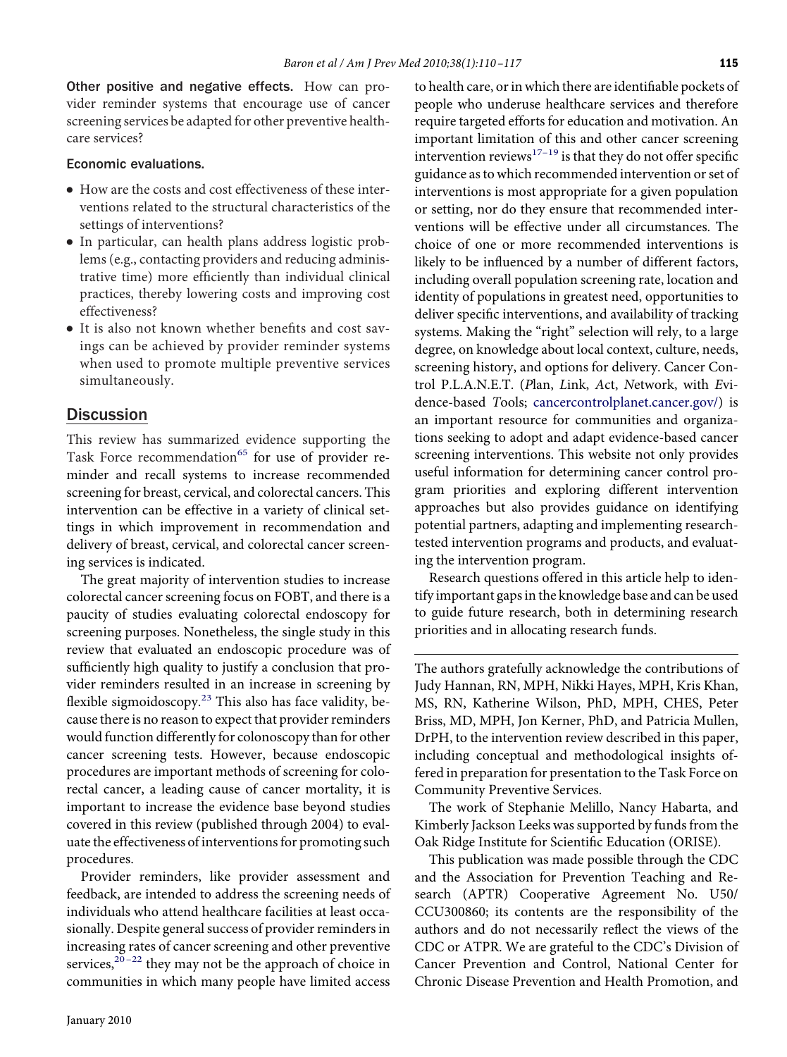**Other positive and negative effects.** How can provider reminder systems that encourage use of cancer screening services be adapted for other preventive healthcare services?

**Economic evaluations.**

- How are the costs and cost effectiveness of these interventions related to the structural characteristics of the settings of interventions?
- In particular, can health plans address logistic problems (e.g., contacting providers and reducing administrative time) more efficiently than individual clinical practices, thereby lowering costs and improving cost effectiveness?
- It is also not known whether benefits and cost savings can be achieved by provider reminder systems when used to promote multiple preventive services simultaneously.

## Discussion

This review has summarized evidence supporting the Task Force recommendation[65] for use of provider reminder and recall systems to increase recommended screening for breast, cervical, and colorectal cancers. This intervention can be effective in a variety of clinical settings in which improvement in recommendation and delivery of breast, cervical, and colorectal cancer screening services is indicated.

The great majority of intervention studies to increase colorectal cancer screening focus on FOBT, and there is a paucity of studies evaluating colorectal endoscopy for screening purposes. Nonetheless, the single study in this review that evaluated an endoscopic procedure was of sufficiently high quality to justify a conclusion that provider reminders resulted in an increase in screening by flexible sigmoidoscopy.[23] This also has face validity, because there is no reason to expect that provider reminders would function differently for colonoscopy than for other cancer screening tests. However, because endoscopic procedures are important methods of screening for colorectal cancer, a leading cause of cancer mortality, it is important to increase the evidence base beyond studies covered in this review (published through 2004) to evaluate the effectiveness of interventions for promoting such procedures.

Provider reminders, like provider assessment and feedback, are intended to address the screening needs of individuals who attend healthcare facilities at least occasionally. Despite general success of provider reminders in increasing rates of cancer screening and other preventive services,[20–22] they may not be the approach of choice in communities in which many people have limited access to health care, or in which there are identifiable pockets of people who underuse healthcare services and therefore require targeted efforts for education and motivation. An important limitation of this and other cancer screening intervention reviews[17–19] is that they do not offer specific guidance as to which recommended intervention or set of interventions is most appropriate for a given population or setting, nor do they ensure that recommended interventions will be effective under all circumstances. The choice of one or more recommended interventions is likely to be influenced by a number of different factors, including overall population screening rate, location and identity of populations in greatest need, opportunities to deliver specific interventions, and availability of tracking systems. Making the "right" selection will rely, to a large degree, on knowledge about local context, culture, needs, screening history, and options for delivery. Cancer Control P.L.A.N.E.T. (*P*lan, *L*ink, *A*ct, *N*etwork, with *E*vidence-based *T*ools; cancercontrolplanet.cancer.gov/) is an important resource for communities and organizations seeking to adopt and adapt evidence-based cancer screening interventions. This website not only provides useful information for determining cancer control program priorities and exploring different intervention approaches but also provides guidance on identifying potential partners, adapting and implementing research-tested intervention programs and products, and evaluating the intervention program.

Research questions offered in this article help to identify important gaps in the knowledge base and can be used to guide future research, both in determining research priorities and in allocating research funds.

---

The authors gratefully acknowledge the contributions of Judy Hannan, RN, MPH, Nikki Hayes, MPH, Kris Khan, MS, RN, Katherine Wilson, PhD, MPH, CHES, Peter Briss, MD, MPH, Jon Kerner, PhD, and Patricia Mullen, DrPH, to the intervention review described in this paper, including conceptual and methodological insights offered in preparation for presentation to the Task Force on Community Preventive Services.

The work of Stephanie Melillo, Nancy Habarta, and Kimberly Jackson Leeks was supported by funds from the Oak Ridge Institute for Scientific Education (ORISE).

This publication was made possible through the CDC and the Association for Prevention Teaching and Research (APTR) Cooperative Agreement No. U50/CCU300860; its contents are the responsibility of the authors and do not necessarily reflect the views of the CDC or ATPR. We are grateful to the CDC's Division of Cancer Prevention and Control, National Center for Chronic Disease Prevention and Health Promotion, and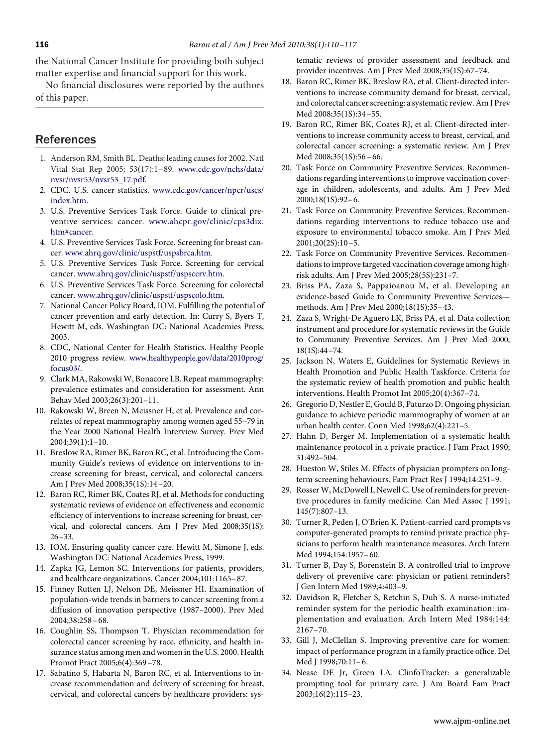the National Cancer Institute for providing both subject matter expertise and financial support for this work.

No financial disclosures were reported by the authors of this paper.

## References

1. Anderson RM, Smith BL. Deaths: leading causes for 2002. Natl Vital Stat Rep 2005; 53(17):1–89. www.cdc.gov/nchs/data/nvsr/nvsr53/nvsr53_17.pdf.
2. CDC. U.S. cancer statistics. www.cdc.gov/cancer/npcr/uscs/index.htm.
3. U.S. Preventive Services Task Force. Guide to clinical preventive services: cancer. www.ahcpr.gov/clinic/cps3dix.htm#cancer.
4. U.S. Preventive Services Task Force. Screening for breast cancer. www.ahrq.gov/clinic/uspstf/uspsbrca.htm.
5. U.S. Preventive Services Task Force. Screening for cervical cancer. www.ahrq.gov/clinic/uspstf/uspscerv.htm.
6. U.S. Preventive Services Task Force. Screening for colorectal cancer. www.ahrq.gov/clinic/uspstf/uspscolo.htm.
7. National Cancer Policy Board, IOM. Fulfilling the potential of cancer prevention and early detection. In: Curry S, Byers T, Hewitt M, eds. Washington DC: National Academies Press, 2003.
8. CDC, National Center for Health Statistics. Healthy People 2010 progress review. www.healthypeople.gov/data/2010prog/focus03/.
9. Clark MA, Rakowski W, Bonacore LB. Repeat mammography: prevalence estimates and consideration for assessment. Ann Behav Med 2003;26(3):201–11.
10. Rakowski W, Breen N, Meissner H, et al. Prevalence and correlates of repeat mammography among women aged 55–79 in the Year 2000 National Health Interview Survey. Prev Med 2004;39(1):1–10.
11. Breslow RA, Rimer BK, Baron RC, et al. Introducing the Community Guide's reviews of evidence on interventions to increase screening for breast, cervical, and colorectal cancers. Am J Prev Med 2008;35(1S):14–20.
12. Baron RC, Rimer BK, Coates RJ, et al. Methods for conducting systematic reviews of evidence on effectiveness and economic efficiency of interventions to increase screening for breast, cervical, and colorectal cancers. Am J Prev Med 2008;35(1S): 26–33.
13. IOM. Ensuring quality cancer care. Hewitt M, Simone J, eds. Washington DC: National Academies Press, 1999.
14. Zapka JG, Lemon SC. Interventions for patients, providers, and healthcare organizations. Cancer 2004;101:1165–87.
15. Finney Rutten LJ, Nelson DE, Meissner HI. Examination of population-wide trends in barriers to cancer screening from a diffusion of innovation perspective (1987–2000). Prev Med 2004;38:258–68.
16. Coughlin SS, Thompson T. Physician recommendation for colorectal cancer screening by race, ethnicity, and health insurance status among men and women in the U.S. 2000. Health Promot Pract 2005;6(4):369–78.
17. Sabatino S, Habarta N, Baron RC, et al. Interventions to increase recommendation and delivery of screening for breast, cervical, and colorectal cancers by healthcare providers: systematic reviews of provider assessment and feedback and provider incentives. Am J Prev Med 2008;35(1S):67–74.
18. Baron RC, Rimer BK, Breslow RA, et al. Client-directed interventions to increase community demand for breast, cervical, and colorectal cancer screening: a systematic review. Am J Prev Med 2008;35(1S):34–55.
19. Baron RC, Rimer BK, Coates RJ, et al. Client-directed interventions to increase community access to breast, cervical, and colorectal cancer screening: a systematic review. Am J Prev Med 2008;35(1S):56–66.
20. Task Force on Community Preventive Services. Recommendations regarding interventions to improve vaccination coverage in children, adolescents, and adults. Am J Prev Med 2000;18(1S):92–6.
21. Task Force on Community Preventive Services. Recommendations regarding interventions to reduce tobacco use and exposure to environmental tobacco smoke. Am J Prev Med 2001;20(2S):10–5.
22. Task Force on Community Preventive Services. Recommendations to improve targeted vaccination coverage among high-risk adults. Am J Prev Med 2005;28(5S):231–7.
23. Briss PA, Zaza S, Pappaioanou M, et al. Developing an evidence-based Guide to Community Preventive Services—methods. Am J Prev Med 2000;18(1S):35–43.
24. Zaza S, Wright-De Aguero LK, Briss PA, et al. Data collection instrument and procedure for systematic reviews in the Guide to Community Preventive Services. Am J Prev Med 2000; 18(1S):44–74.
25. Jackson N, Waters E, Guidelines for Systematic Reviews in Health Promotion and Public Health Taskforce. Criteria for the systematic review of health promotion and public health interventions. Health Promot Int 2005;20(4):367–74.
26. Gregorio D, Nestler E, Gould B, Paturzo D. Ongoing physician guidance to achieve periodic mammography of women at an urban health center. Conn Med 1998;62(4):221–5.
27. Hahn D, Berger M. Implementation of a systematic health maintenance protocol in a private practice. J Fam Pract 1990; 31:492–504.
28. Hueston W, Stiles M. Effects of physician prompters on long-term screening behaviours. Fam Pract Res J 1994;14:251–9.
29. Rosser W, McDowell I, Newell C. Use of reminders for preventive procedures in family medicine. Can Med Assoc J 1991; 145(7):807–13.
30. Turner R, Peden J, O'Brien K. Patient-carried card prompts vs computer-generated prompts to remind private practice physicians to perform health maintenance measures. Arch Intern Med 1994;154:1957–60.
31. Turner B, Day S, Borenstein B. A controlled trial to improve delivery of preventive care: physician or patient reminders? J Gen Intern Med 1989;4:403–9.
32. Davidson R, Fletcher S, Retchin S, Duh S. A nurse-initiated reminder system for the periodic health examination: implementation and evaluation. Arch Intern Med 1984;144: 2167–70.
33. Gill J, McClellan S. Improving preventive care for women: impact of performance program in a family practice office. Del Med J 1998;70:11–6.
34. Nease DE Jr, Green LA. ClinfoTracker: a generalizable prompting tool for primary care. J Am Board Fam Pract 2003;16(2):115–23.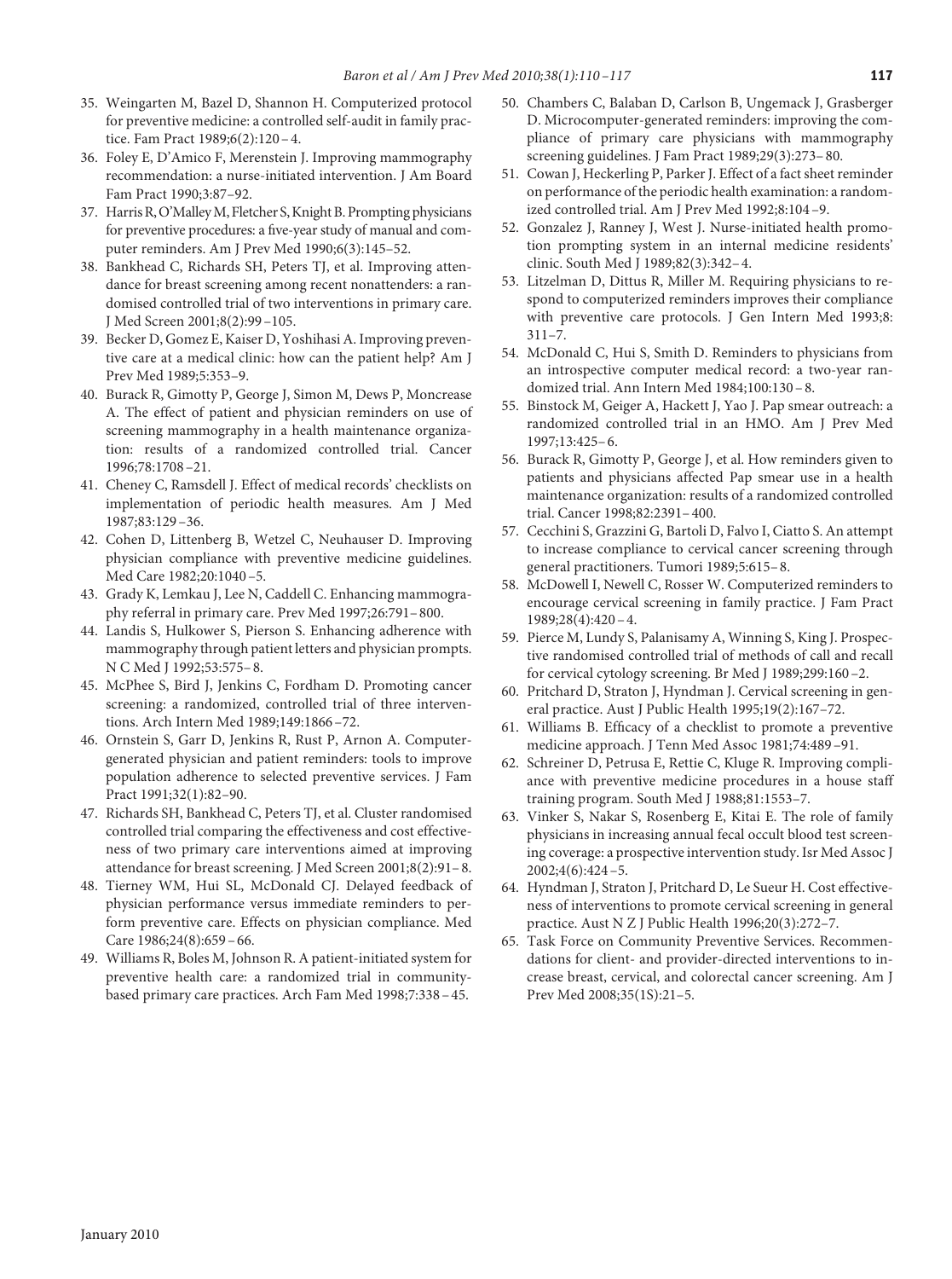35. Weingarten M, Bazel D, Shannon H. Computerized protocol for preventive medicine: a controlled self-audit in family practice. Fam Pract 1989;6(2):120–4.
36. Foley E, D'Amico F, Merenstein J. Improving mammography recommendation: a nurse-initiated intervention. J Am Board Fam Pract 1990;3:87–92.
37. Harris R, O'Malley M, Fletcher S, Knight B. Prompting physicians for preventive procedures: a five-year study of manual and computer reminders. Am J Prev Med 1990;6(3):145–52.
38. Bankhead C, Richards SH, Peters TJ, et al. Improving attendance for breast screening among recent nonattenders: a randomised controlled trial of two interventions in primary care. J Med Screen 2001;8(2):99–105.
39. Becker D, Gomez E, Kaiser D, Yoshihasi A. Improving preventive care at a medical clinic: how can the patient help? Am J Prev Med 1989;5:353–9.
40. Burack R, Gimotty P, George J, Simon M, Dews P, Moncrease A. The effect of patient and physician reminders on use of screening mammography in a health maintenance organization: results of a randomized controlled trial. Cancer 1996;78:1708–21.
41. Cheney C, Ramsdell J. Effect of medical records' checklists on implementation of periodic health measures. Am J Med 1987;83:129–36.
42. Cohen D, Littenberg B, Wetzel C, Neuhauser D. Improving physician compliance with preventive medicine guidelines. Med Care 1982;20:1040–5.
43. Grady K, Lemkau J, Lee N, Caddell C. Enhancing mammography referral in primary care. Prev Med 1997;26:791–800.
44. Landis S, Hulkower S, Pierson S. Enhancing adherence with mammography through patient letters and physician prompts. N C Med J 1992;53:575–8.
45. McPhee S, Bird J, Jenkins C, Fordham D. Promoting cancer screening: a randomized, controlled trial of three interventions. Arch Intern Med 1989;149:1866–72.
46. Ornstein S, Garr D, Jenkins R, Rust P, Arnon A. Computer-generated physician and patient reminders: tools to improve population adherence to selected preventive services. J Fam Pract 1991;32(1):82–90.
47. Richards SH, Bankhead C, Peters TJ, et al. Cluster randomised controlled trial comparing the effectiveness and cost effectiveness of two primary care interventions aimed at improving attendance for breast screening. J Med Screen 2001;8(2):91–8.
48. Tierney WM, Hui SL, McDonald CJ. Delayed feedback of physician performance versus immediate reminders to perform preventive care. Effects on physician compliance. Med Care 1986;24(8):659–66.
49. Williams R, Boles M, Johnson R. A patient-initiated system for preventive health care: a randomized trial in community-based primary care practices. Arch Fam Med 1998;7:338–45.
50. Chambers C, Balaban D, Carlson B, Ungemack J, Grasberger D. Microcomputer-generated reminders: improving the compliance of primary care physicians with mammography screening guidelines. J Fam Pract 1989;29(3):273–80.
51. Cowan J, Heckerling P, Parker J. Effect of a fact sheet reminder on performance of the periodic health examination: a randomized controlled trial. Am J Prev Med 1992;8:104–9.
52. Gonzalez J, Ranney J, West J. Nurse-initiated health promotion prompting system in an internal medicine residents' clinic. South Med J 1989;82(3):342–4.
53. Litzelman D, Dittus R, Miller M. Requiring physicians to respond to computerized reminders improves their compliance with preventive care protocols. J Gen Intern Med 1993;8:311–7.
54. McDonald C, Hui S, Smith D. Reminders to physicians from an introspective computer medical record: a two-year randomized trial. Ann Intern Med 1984;100:130–8.
55. Binstock M, Geiger A, Hackett J, Yao J. Pap smear outreach: a randomized controlled trial in an HMO. Am J Prev Med 1997;13:425–6.
56. Burack R, Gimotty P, George J, et al. How reminders given to patients and physicians affected Pap smear use in a health maintenance organization: results of a randomized controlled trial. Cancer 1998;82:2391–400.
57. Cecchini S, Grazzini G, Bartoli D, Falvo I, Ciatto S. An attempt to increase compliance to cervical cancer screening through general practitioners. Tumori 1989;5:615–8.
58. McDowell I, Newell C, Rosser W. Computerized reminders to encourage cervical screening in family practice. J Fam Pract 1989;28(4):420–4.
59. Pierce M, Lundy S, Palanisamy A, Winning S, King J. Prospective randomised controlled trial of methods of call and recall for cervical cytology screening. Br Med J 1989;299:160–2.
60. Pritchard D, Straton J, Hyndman J. Cervical screening in general practice. Aust J Public Health 1995;19(2):167–72.
61. Williams B. Efficacy of a checklist to promote a preventive medicine approach. J Tenn Med Assoc 1981;74:489–91.
62. Schreiner D, Petrusa E, Rettie C, Kluge R. Improving compliance with preventive medicine procedures in a house staff training program. South Med J 1988;81:1553–7.
63. Vinker S, Nakar S, Rosenberg E, Kitai E. The role of family physicians in increasing annual fecal occult blood test screening coverage: a prospective intervention study. Isr Med Assoc J 2002;4(6):424–5.
64. Hyndman J, Straton J, Pritchard D, Le Sueur H. Cost effectiveness of interventions to promote cervical screening in general practice. Aust N Z J Public Health 1996;20(3):272–7.
65. Task Force on Community Preventive Services. Recommendations for client- and provider-directed interventions to increase breast, cervical, and colorectal cancer screening. Am J Prev Med 2008;35(1S):21–5.